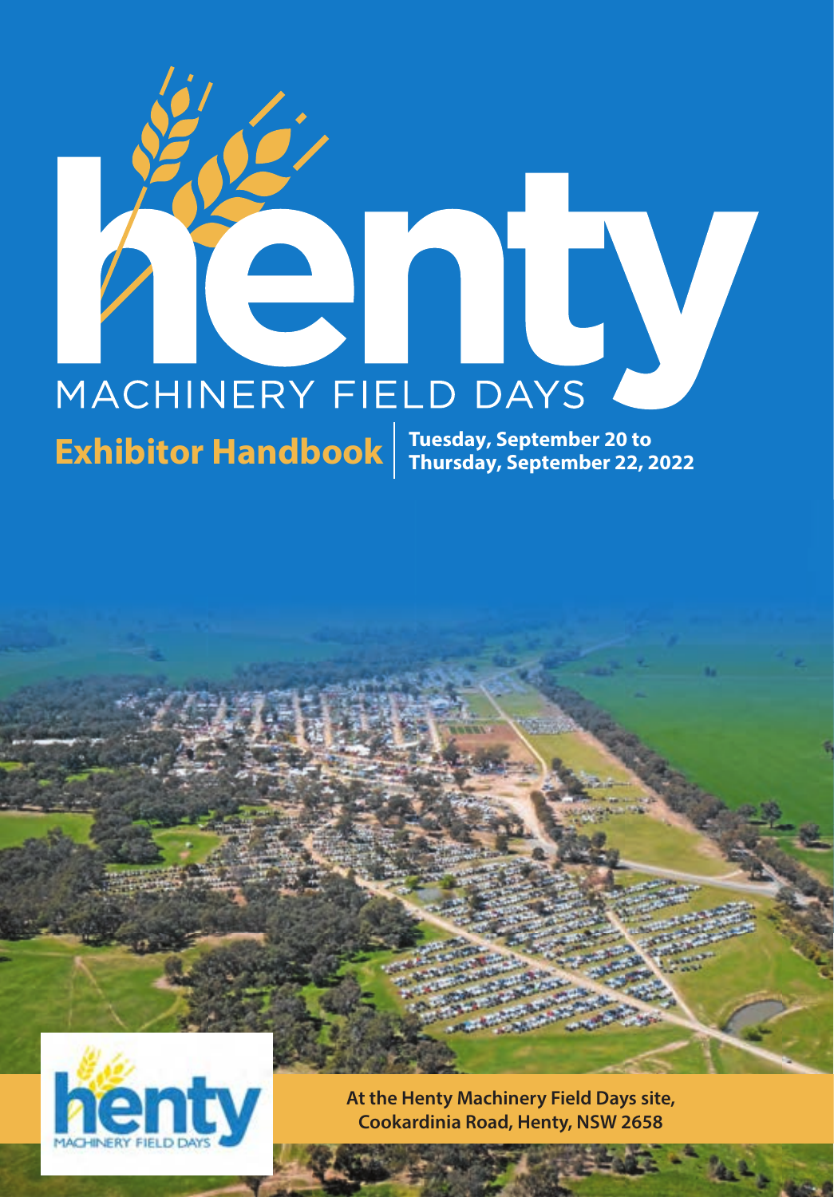# henty

MACHINERY FIELD DAYS

## Exhibitor Handbook

**Tuesday, September 20 to Thursday, September 22, 2022**

**At the Henty Machinery Field Days site, Cookardinia Road, Henty, NSW 2658**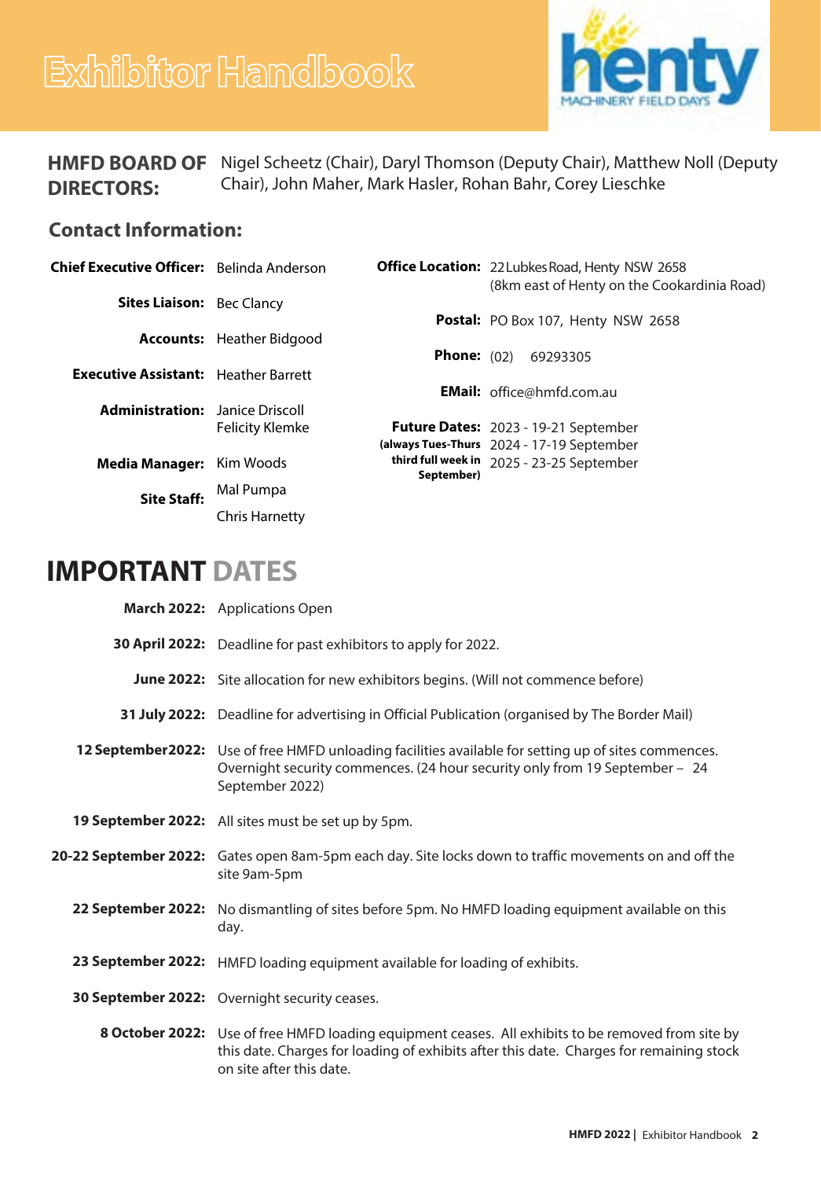# Exhibitor Handbook

**HMFD BOARD OF DIRECTORS:** Nigel Scheetz (Chair), Daryl Thomson (Deputy Chair), Matthew Noll (Deputy Chair), John Maher, Mark Hasler, Rohan Bahr, Corey Lieschke

## Contact Information:

**Chief Executive Officer:** Belinda Anderson

**Sites Liaison:** Bec Clancy

**Accounts:** Heather Bidgood

**Executive Assistant:** Heather Barrett

**Administration:** Janice Driscoll, Felicity Klemke

**Media Manager:** Kim Woods

**Site Staff:** Mal Pumpa, Chris Harnetty

**Office Location:** 22 Lubkes Road, Henty NSW 2658 (8km east of Henty on the Cookardinia Road)

**Postal:** PO Box 107, Henty NSW 2658

**Phone:** (02) 69293305

**EMail:** office@hmfd.com.au

**Future Dates:** (always Tues-Thurs third full week in September)
2023 - 19-21 September
2024 - 17-19 September
2025 - 23-25 September

## IMPORTANT DATES

**March 2022:** Applications Open

**30 April 2022:** Deadline for past exhibitors to apply for 2022.

**June 2022:** Site allocation for new exhibitors begins. (Will not commence before)

**31 July 2022:** Deadline for advertising in Official Publication (organised by The Border Mail)

**12 September 2022:** Use of free HMFD unloading facilities available for setting up of sites commences. Overnight security commences. (24 hour security only from 19 September – 24 September 2022)

**19 September 2022:** All sites must be set up by 5pm.

**20-22 September 2022:** Gates open 8am-5pm each day. Site locks down to traffic movements on and off the site 9am-5pm

**22 September 2022:** No dismantling of sites before 5pm. No HMFD loading equipment available on this day.

**23 September 2022:** HMFD loading equipment available for loading of exhibits.

**30 September 2022:** Overnight security ceases.

**8 October 2022:** Use of free HMFD loading equipment ceases. All exhibits to be removed from site by this date. Charges for loading of exhibits after this date. Charges for remaining stock on site after this date.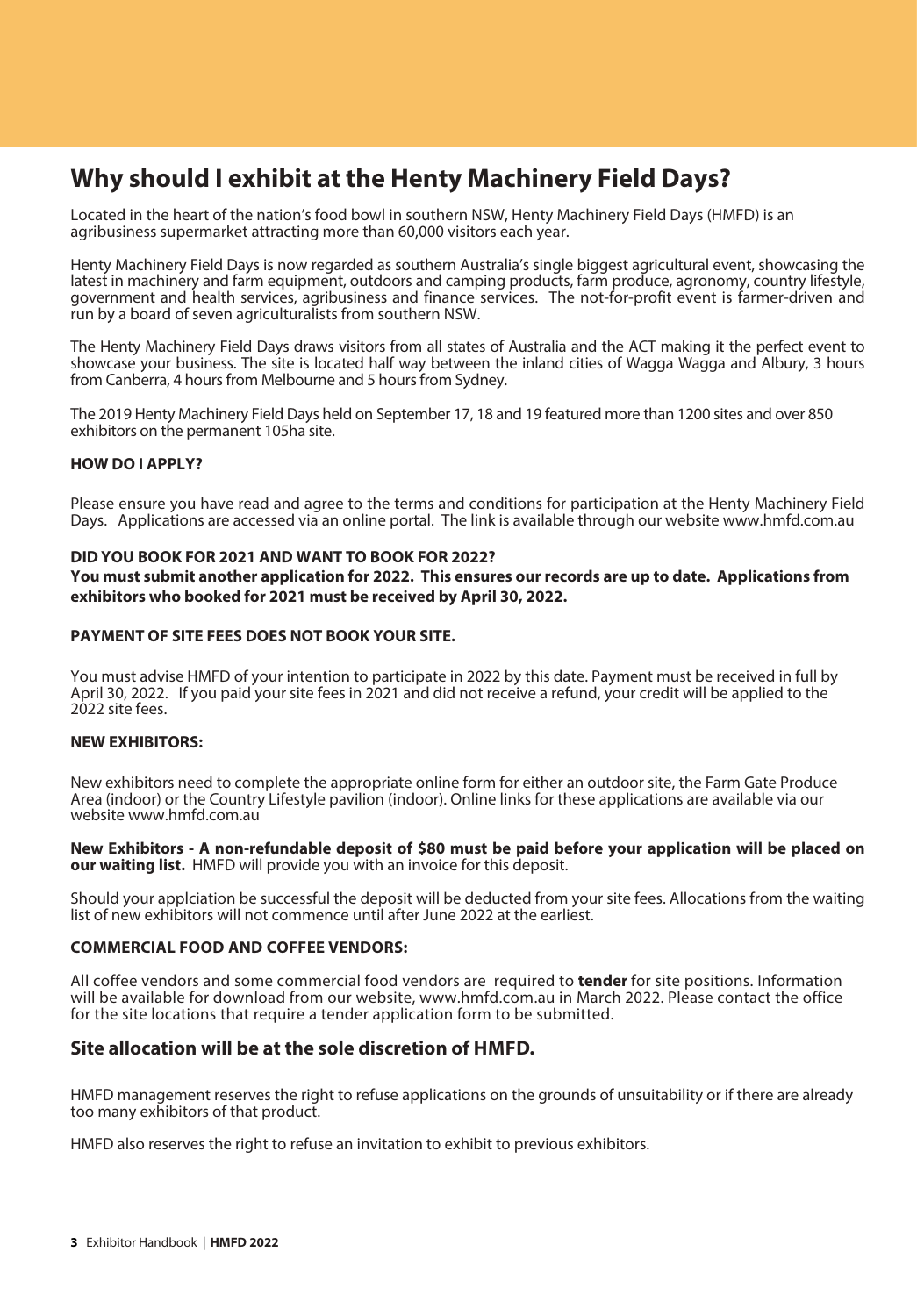# Why should I exhibit at the Henty Machinery Field Days?

Located in the heart of the nation's food bowl in southern NSW, Henty Machinery Field Days (HMFD) is an agribusiness supermarket attracting more than 60,000 visitors each year.

Henty Machinery Field Days is now regarded as southern Australia's single biggest agricultural event, showcasing the latest in machinery and farm equipment, outdoors and camping products, farm produce, agronomy, country lifestyle, government and health services, agribusiness and finance services. The not-for-profit event is farmer-driven and run by a board of seven agriculturalists from southern NSW.

The Henty Machinery Field Days draws visitors from all states of Australia and the ACT making it the perfect event to showcase your business. The site is located half way between the inland cities of Wagga Wagga and Albury, 3 hours from Canberra, 4 hours from Melbourne and 5 hours from Sydney.

The 2019 Henty Machinery Field Days held on September 17, 18 and 19 featured more than 1200 sites and over 850 exhibitors on the permanent 105ha site.

**HOW DO I APPLY?**

Please ensure you have read and agree to the terms and conditions for participation at the Henty Machinery Field Days. Applications are accessed via an online portal. The link is available through our website www.hmfd.com.au

**DID YOU BOOK FOR 2021 AND WANT TO BOOK FOR 2022?**

**You must submit another application for 2022. This ensures our records are up to date. Applications from exhibitors who booked for 2021 must be received by April 30, 2022.**

**PAYMENT OF SITE FEES DOES NOT BOOK YOUR SITE.**

You must advise HMFD of your intention to participate in 2022 by this date. Payment must be received in full by April 30, 2022. If you paid your site fees in 2021 and did not receive a refund, your credit will be applied to the 2022 site fees.

**NEW EXHIBITORS:**

New exhibitors need to complete the appropriate online form for either an outdoor site, the Farm Gate Produce Area (indoor) or the Country Lifestyle pavilion (indoor). Online links for these applications are available via our website www.hmfd.com.au

**New Exhibitors - A non-refundable deposit of $80 must be paid before your application will be placed on our waiting list.** HMFD will provide you with an invoice for this deposit.

Should your applciation be successful the deposit will be deducted from your site fees. Allocations from the waiting list of new exhibitors will not commence until after June 2022 at the earliest.

**COMMERCIAL FOOD AND COFFEE VENDORS:**

All coffee vendors and some commercial food vendors are required to **tender** for site positions. Information will be available for download from our website, www.hmfd.com.au in March 2022. Please contact the office for the site locations that require a tender application form to be submitted.

## Site allocation will be at the sole discretion of HMFD.

HMFD management reserves the right to refuse applications on the grounds of unsuitability or if there are already too many exhibitors of that product.

HMFD also reserves the right to refuse an invitation to exhibit to previous exhibitors.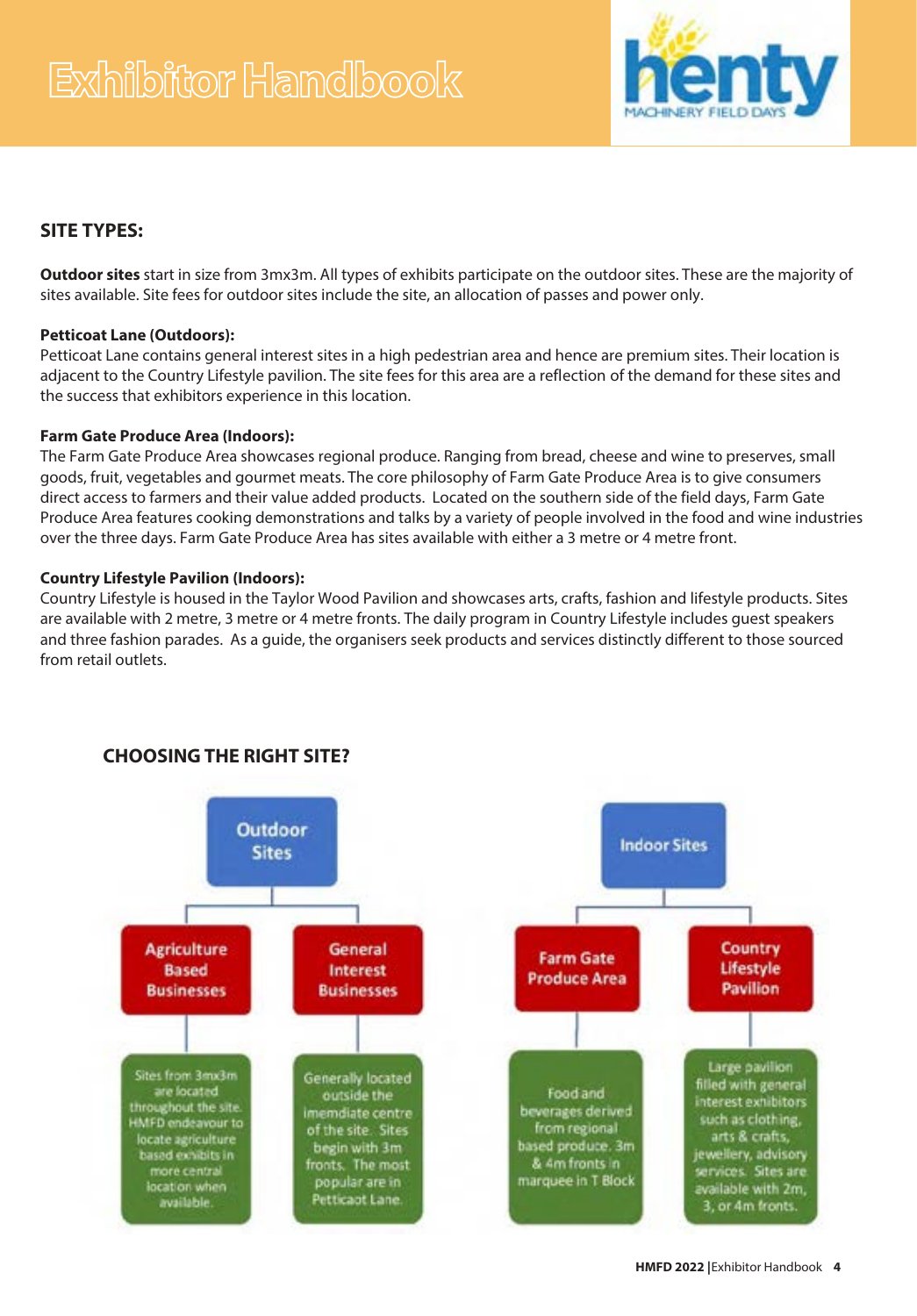# Exhibitor Handbook

## SITE TYPES:

**Outdoor sites** start in size from 3mx3m. All types of exhibits participate on the outdoor sites. These are the majority of sites available. Site fees for outdoor sites include the site, an allocation of passes and power only.

**Petticoat Lane (Outdoors):**
Petticoat Lane contains general interest sites in a high pedestrian area and hence are premium sites. Their location is adjacent to the Country Lifestyle pavilion. The site fees for this area are a reflection of the demand for these sites and the success that exhibitors experience in this location.

**Farm Gate Produce Area (Indoors):**
The Farm Gate Produce Area showcases regional produce. Ranging from bread, cheese and wine to preserves, small goods, fruit, vegetables and gourmet meats. The core philosophy of Farm Gate Produce Area is to give consumers direct access to farmers and their value added products. Located on the southern side of the field days, Farm Gate Produce Area features cooking demonstrations and talks by a variety of people involved in the food and wine industries over the three days. Farm Gate Produce Area has sites available with either a 3 metre or 4 metre front.

**Country Lifestyle Pavilion (Indoors):**
Country Lifestyle is housed in the Taylor Wood Pavilion and showcases arts, crafts, fashion and lifestyle products. Sites are available with 2 metre, 3 metre or 4 metre fronts. The daily program in Country Lifestyle includes guest speakers and three fashion parades. As a guide, the organisers seek products and services distinctly different to those sourced from retail outlets.

## CHOOSING THE RIGHT SITE?

- **Outdoor Sites**
  - **Agriculture Based Businesses**
    - Sites from 3mx3m are located throughout the site. HMFD endeavour to locate agriculture based exhibits in more central location when available.
  - **General Interest Businesses**
    - Generally located outside the imemdiate centre of the site. Sites begin with 3m fronts. The most popular are in Petticaot Lane.
- **Indoor Sites**
  - **Farm Gate Produce Area**
    - Food and beverages derived from regional based produce. 3m & 4m fronts in marquee in T Block
  - **Country Lifestyle Pavilion**
    - Large pavilion filled with general interest exhibitors such as clothing, arts & crafts, jewellery, advisory services. Sites are available with 2m, 3, or 4m fronts.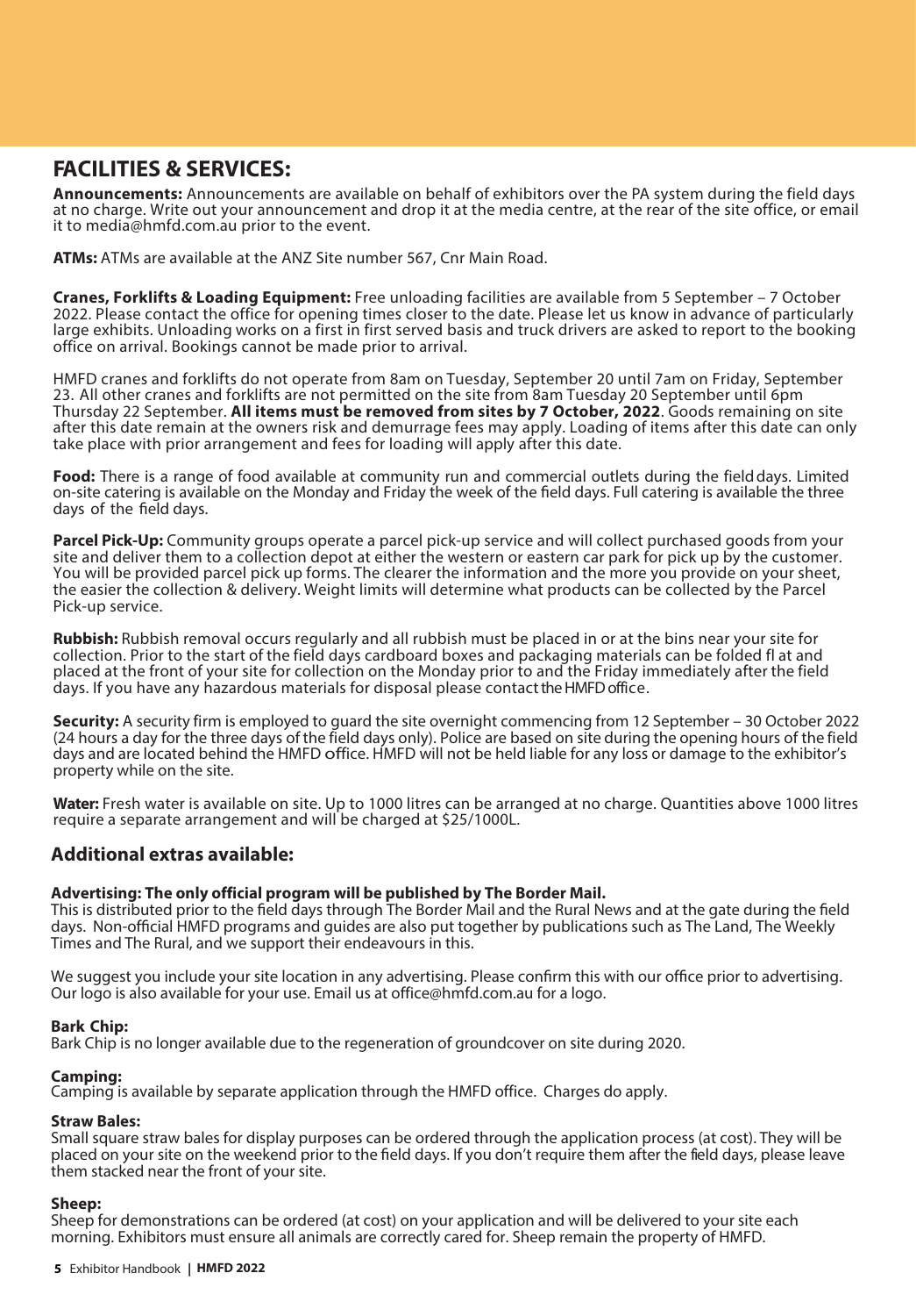## FACILITIES & SERVICES:

**Announcements:** Announcements are available on behalf of exhibitors over the PA system during the field days at no charge. Write out your announcement and drop it at the media centre, at the rear of the site office, or email it to media@hmfd.com.au prior to the event.

**ATMs:** ATMs are available at the ANZ Site number 567, Cnr Main Road.

**Cranes, Forklifts & Loading Equipment:** Free unloading facilities are available from 5 September – 7 October 2022. Please contact the office for opening times closer to the date. Please let us know in advance of particularly large exhibits. Unloading works on a first in first served basis and truck drivers are asked to report to the booking office on arrival. Bookings cannot be made prior to arrival.

HMFD cranes and forklifts do not operate from 8am on Tuesday, September 20 until 7am on Friday, September 23. All other cranes and forklifts are not permitted on the site from 8am Tuesday 20 September until 6pm Thursday 22 September. **All items must be removed from sites by 7 October, 2022**. Goods remaining on site after this date remain at the owners risk and demurrage fees may apply. Loading of items after this date can only take place with prior arrangement and fees for loading will apply after this date.

**Food:** There is a range of food available at community run and commercial outlets during the field days. Limited on-site catering is available on the Monday and Friday the week of the field days. Full catering is available the three days of the field days.

**Parcel Pick-Up:** Community groups operate a parcel pick-up service and will collect purchased goods from your site and deliver them to a collection depot at either the western or eastern car park for pick up by the customer. You will be provided parcel pick up forms. The clearer the information and the more you provide on your sheet, the easier the collection & delivery. Weight limits will determine what products can be collected by the Parcel Pick-up service.

**Rubbish:** Rubbish removal occurs regularly and all rubbish must be placed in or at the bins near your site for collection. Prior to the start of the field days cardboard boxes and packaging materials can be folded fl at and placed at the front of your site for collection on the Monday prior to and the Friday immediately after the field days. If you have any hazardous materials for disposal please contact the HMFD office.

**Security:** A security firm is employed to guard the site overnight commencing from 12 September – 30 October 2022 (24 hours a day for the three days of the field days only). Police are based on site during the opening hours of the field days and are located behind the HMFD office. HMFD will not be held liable for any loss or damage to the exhibitor's property while on the site.

**Water:** Fresh water is available on site. Up to 1000 litres can be arranged at no charge. Quantities above 1000 litres require a separate arrangement and will be charged at $25/1000L.

### Additional extras available:

**Advertising: The only official program will be published by The Border Mail.**
This is distributed prior to the field days through The Border Mail and the Rural News and at the gate during the field days. Non-official HMFD programs and guides are also put together by publications such as The Land, The Weekly Times and The Rural, and we support their endeavours in this.

We suggest you include your site location in any advertising. Please confirm this with our office prior to advertising. Our logo is also available for your use. Email us at office@hmfd.com.au for a logo.

**Bark Chip:**
Bark Chip is no longer available due to the regeneration of groundcover on site during 2020.

**Camping:**
Camping is available by separate application through the HMFD office. Charges do apply.

**Straw Bales:**
Small square straw bales for display purposes can be ordered through the application process (at cost). They will be placed on your site on the weekend prior to the field days. If you don't require them after the field days, please leave them stacked near the front of your site.

**Sheep:**
Sheep for demonstrations can be ordered (at cost) on your application and will be delivered to your site each morning. Exhibitors must ensure all animals are correctly cared for. Sheep remain the property of HMFD.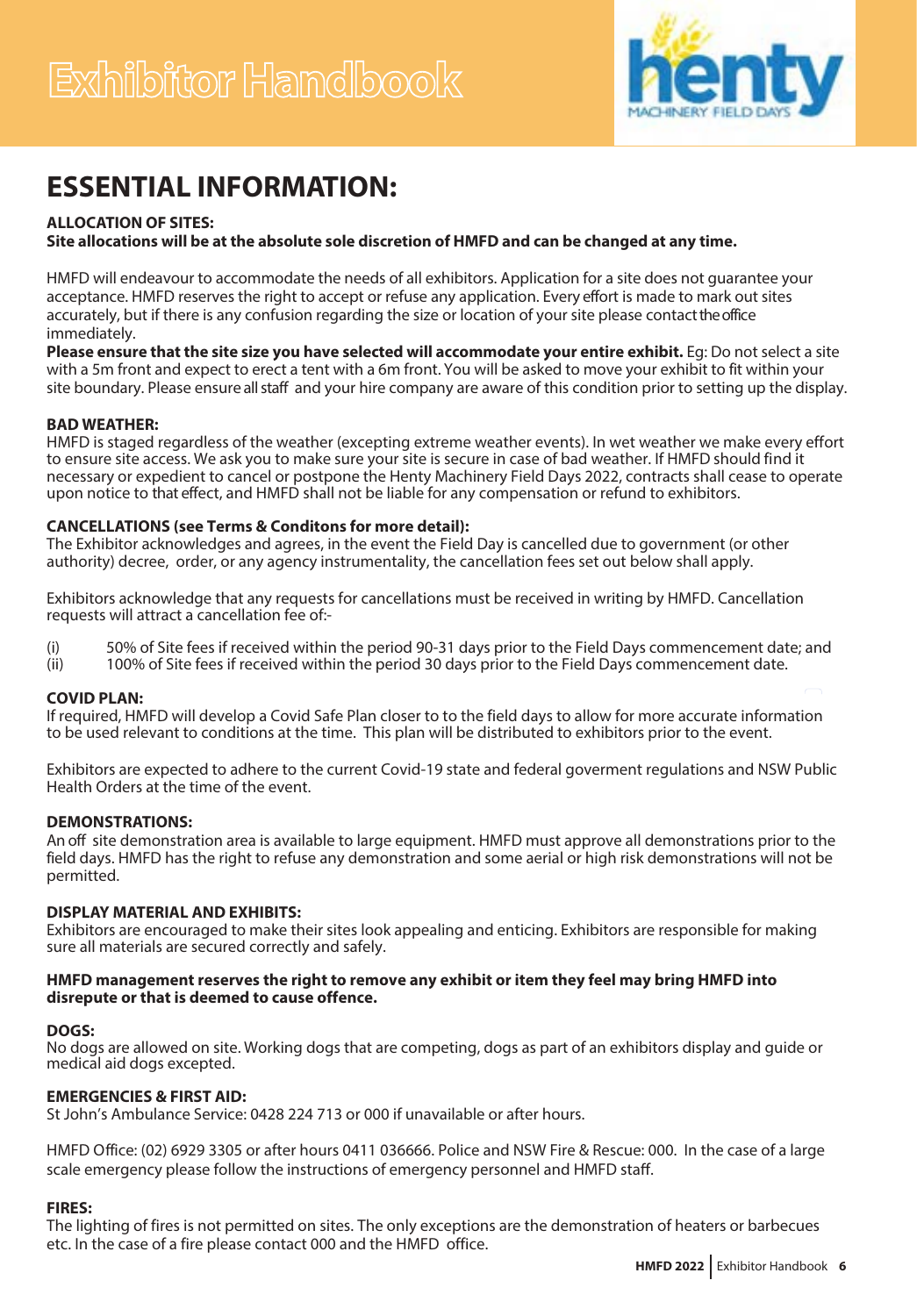# ESSENTIAL INFORMATION:

**ALLOCATION OF SITES:**
**Site allocations will be at the absolute sole discretion of HMFD and can be changed at any time.**

HMFD will endeavour to accommodate the needs of all exhibitors. Application for a site does not guarantee your acceptance. HMFD reserves the right to accept or refuse any application. Every effort is made to mark out sites accurately, but if there is any confusion regarding the size or location of your site please contact the office immediately.
**Please ensure that the site size you have selected will accommodate your entire exhibit.** Eg: Do not select a site with a 5m front and expect to erect a tent with a 6m front. You will be asked to move your exhibit to fit within your site boundary. Please ensure all staff and your hire company are aware of this condition prior to setting up the display.

**BAD WEATHER:**
HMFD is staged regardless of the weather (excepting extreme weather events). In wet weather we make every effort to ensure site access. We ask you to make sure your site is secure in case of bad weather. If HMFD should find it necessary or expedient to cancel or postpone the Henty Machinery Field Days 2022, contracts shall cease to operate upon notice to that effect, and HMFD shall not be liable for any compensation or refund to exhibitors.

**CANCELLATIONS (see Terms & Conditons for more detail):**
The Exhibitor acknowledges and agrees, in the event the Field Day is cancelled due to government (or other authority) decree, order, or any agency instrumentality, the cancellation fees set out below shall apply.

Exhibitors acknowledge that any requests for cancellations must be received in writing by HMFD. Cancellation requests will attract a cancellation fee of:-

(i) 50% of Site fees if received within the period 90-31 days prior to the Field Days commencement date; and
(ii) 100% of Site fees if received within the period 30 days prior to the Field Days commencement date.

**COVID PLAN:**
If required, HMFD will develop a Covid Safe Plan closer to to the field days to allow for more accurate information to be used relevant to conditions at the time. This plan will be distributed to exhibitors prior to the event.

Exhibitors are expected to adhere to the current Covid-19 state and federal goverment regulations and NSW Public Health Orders at the time of the event.

**DEMONSTRATIONS:**
An off site demonstration area is available to large equipment. HMFD must approve all demonstrations prior to the field days. HMFD has the right to refuse any demonstration and some aerial or high risk demonstrations will not be permitted.

**DISPLAY MATERIAL AND EXHIBITS:**
Exhibitors are encouraged to make their sites look appealing and enticing. Exhibitors are responsible for making sure all materials are secured correctly and safely.

**HMFD management reserves the right to remove any exhibit or item they feel may bring HMFD into disrepute or that is deemed to cause offence.**

**DOGS:**
No dogs are allowed on site. Working dogs that are competing, dogs as part of an exhibitors display and guide or medical aid dogs excepted.

**EMERGENCIES & FIRST AID:**
St John's Ambulance Service: 0428 224 713 or 000 if unavailable or after hours.

HMFD Office: (02) 6929 3305 or after hours 0411 036666. Police and NSW Fire & Rescue: 000. In the case of a large scale emergency please follow the instructions of emergency personnel and HMFD staff.

**FIRES:**
The lighting of fires is not permitted on sites. The only exceptions are the demonstration of heaters or barbecues etc. In the case of a fire please contact 000 and the HMFD office.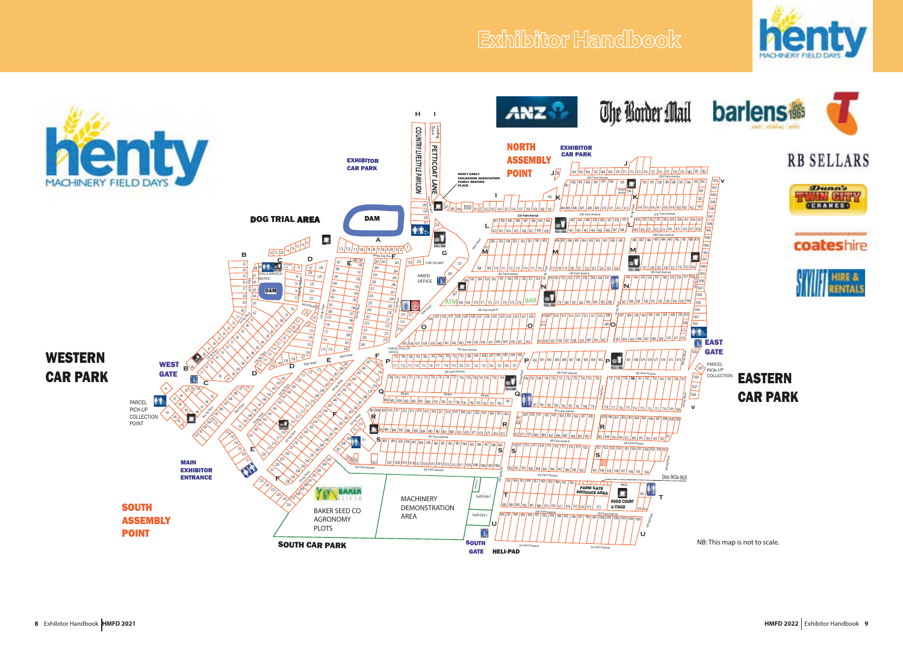# Exhibitor Handbook

WESTERN CAR PARK

WEST GATE

PARCEL PICK-UP COLLECTION POINT

MAIN EXHIBITOR ENTRANCE

SOUTH ASSEMBLY POINT

SOUTH CAR PARK

DOG TRIAL AREA

EXHIBITOR CAR PARK

DAM

COUNTRY LIFESTYLE PAVILION

PETTICOAT LANE

HENTY EARLY CHILDHOOD ASSOCIATION FAMILY RESTING PLACE

NORTH ASSEMBLY POINT

EXHIBITOR CAR PARK

HMFD OFFICE

THE STUMP

DOG & WHISTLE BISTRO

ATM

BAR

PARCEL PICK-UP OFFICE

BAKER SEED CO AGRONOMY PLOTS

MACHINERY DEMONSTRATION AREA

SOUTH GATE

HELI-PAD

FARM GATE PRODUCE AREA

FOOD COURT & STAGE

EAST GATE

PARCEL PICK-UP COLLECTION

EASTERN CAR PARK

Sites 963a-963l

NB: This map is not to scale.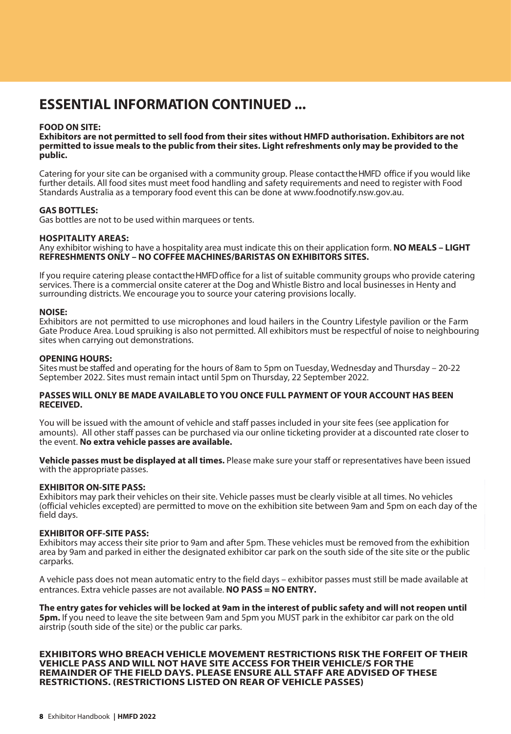# ESSENTIAL INFORMATION CONTINUED ...

**FOOD ON SITE:**

**Exhibitors are not permitted to sell food from their sites without HMFD authorisation. Exhibitors are not permitted to issue meals to the public from their sites. Light refreshments only may be provided to the public.**

Catering for your site can be organised with a community group. Please contact the HMFD office if you would like further details. All food sites must meet food handling and safety requirements and need to register with Food Standards Australia as a temporary food event this can be done at www.foodnotify.nsw.gov.au.

**GAS BOTTLES:**

Gas bottles are not to be used within marquees or tents.

**HOSPITALITY AREAS:**

Any exhibitor wishing to have a hospitality area must indicate this on their application form. **NO MEALS – LIGHT REFRESHMENTS ONLY – NO COFFEE MACHINES/BARISTAS ON EXHIBITORS SITES.**

If you require catering please contact the HMFD office for a list of suitable community groups who provide catering services. There is a commercial onsite caterer at the Dog and Whistle Bistro and local businesses in Henty and surrounding districts. We encourage you to source your catering provisions locally.

**NOISE:**

Exhibitors are not permitted to use microphones and loud hailers in the Country Lifestyle pavilion or the Farm Gate Produce Area. Loud spruiking is also not permitted. All exhibitors must be respectful of noise to neighbouring sites when carrying out demonstrations.

**OPENING HOURS:**

Sites must be staffed and operating for the hours of 8am to 5pm on Tuesday, Wednesday and Thursday – 20-22 September 2022. Sites must remain intact until 5pm on Thursday, 22 September 2022.

**PASSES WILL ONLY BE MADE AVAILABLE TO YOU ONCE FULL PAYMENT OF YOUR ACCOUNT HAS BEEN RECEIVED.**

You will be issued with the amount of vehicle and staff passes included in your site fees (see application for amounts). All other staff passes can be purchased via our online ticketing provider at a discounted rate closer to the event. **No extra vehicle passes are available.**

**Vehicle passes must be displayed at all times.** Please make sure your staff or representatives have been issued with the appropriate passes.

**EXHIBITOR ON-SITE PASS:**

Exhibitors may park their vehicles on their site. Vehicle passes must be clearly visible at all times. No vehicles (official vehicles excepted) are permitted to move on the exhibition site between 9am and 5pm on each day of the field days.

**EXHIBITOR OFF-SITE PASS:**

Exhibitors may access their site prior to 9am and after 5pm. These vehicles must be removed from the exhibition area by 9am and parked in either the designated exhibitor car park on the south side of the site site or the public carparks.

A vehicle pass does not mean automatic entry to the field days – exhibitor passes must still be made available at entrances. Extra vehicle passes are not available. **NO PASS = NO ENTRY.**

**The entry gates for vehicles will be locked at 9am in the interest of public safety and will not reopen until 5pm.** If you need to leave the site between 9am and 5pm you MUST park in the exhibitor car park on the old airstrip (south side of the site) or the public car parks.

**EXHIBITORS WHO BREACH VEHICLE MOVEMENT RESTRICTIONS RISK THE FORFEIT OF THEIR VEHICLE PASS AND WILL NOT HAVE SITE ACCESS FOR THEIR VEHICLE/S FOR THE REMAINDER OF THE FIELD DAYS. PLEASE ENSURE ALL STAFF ARE ADVISED OF THESE RESTRICTIONS. (RESTRICTIONS LISTED ON REAR OF VEHICLE PASSES)**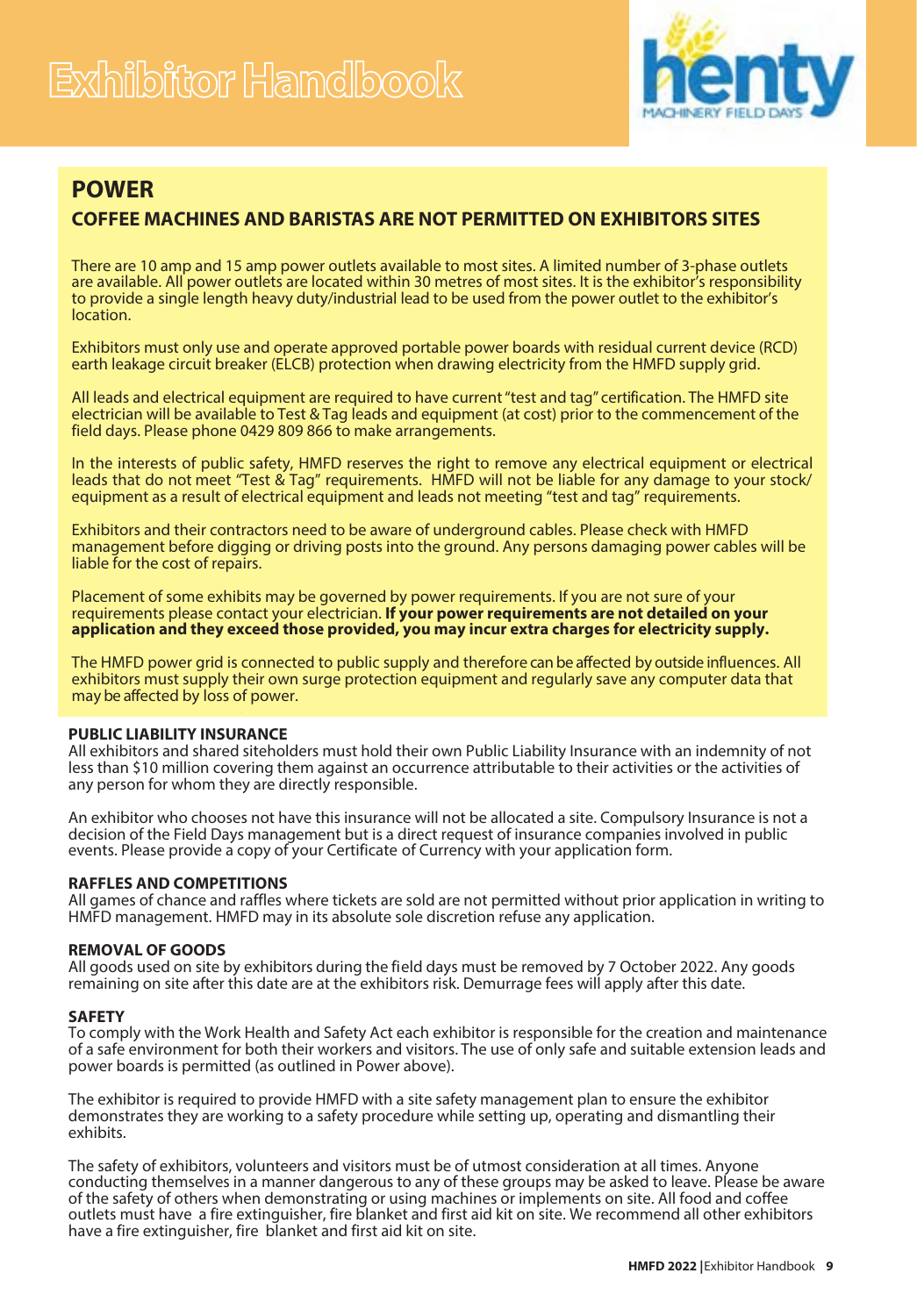## POWER

### COFFEE MACHINES AND BARISTAS ARE NOT PERMITTED ON EXHIBITORS SITES

There are 10 amp and 15 amp power outlets available to most sites. A limited number of 3-phase outlets are available. All power outlets are located within 30 metres of most sites. It is the exhibitor's responsibility to provide a single length heavy duty/industrial lead to be used from the power outlet to the exhibitor's location.

Exhibitors must only use and operate approved portable power boards with residual current device (RCD) earth leakage circuit breaker (ELCB) protection when drawing electricity from the HMFD supply grid.

All leads and electrical equipment are required to have current "test and tag" certification. The HMFD site electrician will be available to Test & Tag leads and equipment (at cost) prior to the commencement of the field days. Please phone 0429 809 866 to make arrangements.

In the interests of public safety, HMFD reserves the right to remove any electrical equipment or electrical leads that do not meet "Test & Tag" requirements. HMFD will not be liable for any damage to your stock/equipment as a result of electrical equipment and leads not meeting "test and tag" requirements.

Exhibitors and their contractors need to be aware of underground cables. Please check with HMFD management before digging or driving posts into the ground. Any persons damaging power cables will be liable for the cost of repairs.

Placement of some exhibits may be governed by power requirements. If you are not sure of your requirements please contact your electrician. **If your power requirements are not detailed on your application and they exceed those provided, you may incur extra charges for electricity supply.**

The HMFD power grid is connected to public supply and therefore can be affected by outside influences. All exhibitors must supply their own surge protection equipment and regularly save any computer data that may be affected by loss of power.

### PUBLIC LIABILITY INSURANCE

All exhibitors and shared siteholders must hold their own Public Liability Insurance with an indemnity of not less than $10 million covering them against an occurrence attributable to their activities or the activities of any person for whom they are directly responsible.

An exhibitor who chooses not have this insurance will not be allocated a site. Compulsory Insurance is not a decision of the Field Days management but is a direct request of insurance companies involved in public events. Please provide a copy of your Certificate of Currency with your application form.

### RAFFLES AND COMPETITIONS

All games of chance and raffles where tickets are sold are not permitted without prior application in writing to HMFD management. HMFD may in its absolute sole discretion refuse any application.

### REMOVAL OF GOODS

All goods used on site by exhibitors during the field days must be removed by 7 October 2022. Any goods remaining on site after this date are at the exhibitors risk. Demurrage fees will apply after this date.

### SAFETY

To comply with the Work Health and Safety Act each exhibitor is responsible for the creation and maintenance of a safe environment for both their workers and visitors. The use of only safe and suitable extension leads and power boards is permitted (as outlined in Power above).

The exhibitor is required to provide HMFD with a site safety management plan to ensure the exhibitor demonstrates they are working to a safety procedure while setting up, operating and dismantling their exhibits.

The safety of exhibitors, volunteers and visitors must be of utmost consideration at all times. Anyone conducting themselves in a manner dangerous to any of these groups may be asked to leave. Please be aware of the safety of others when demonstrating or using machines or implements on site. All food and coffee outlets must have a fire extinguisher, fire blanket and first aid kit on site. We recommend all other exhibitors have a fire extinguisher, fire blanket and first aid kit on site.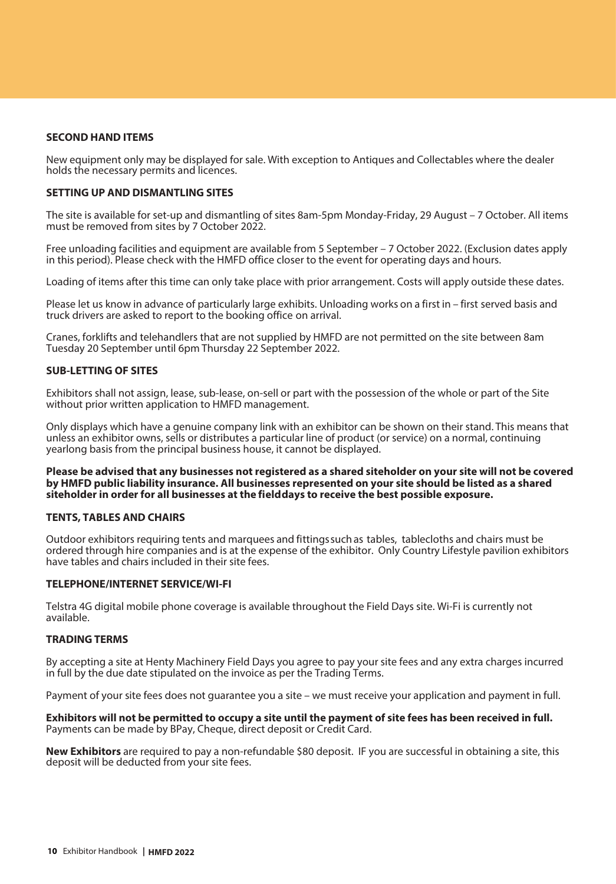## SECOND HAND ITEMS

New equipment only may be displayed for sale. With exception to Antiques and Collectables where the dealer holds the necessary permits and licences.

## SETTING UP AND DISMANTLING SITES

The site is available for set-up and dismantling of sites 8am-5pm Monday-Friday, 29 August – 7 October. All items must be removed from sites by 7 October 2022.

Free unloading facilities and equipment are available from 5 September – 7 October 2022. (Exclusion dates apply in this period). Please check with the HMFD office closer to the event for operating days and hours.

Loading of items after this time can only take place with prior arrangement. Costs will apply outside these dates.

Please let us know in advance of particularly large exhibits. Unloading works on a first in – first served basis and truck drivers are asked to report to the booking office on arrival.

Cranes, forklifts and telehandlers that are not supplied by HMFD are not permitted on the site between 8am Tuesday 20 September until 6pm Thursday 22 September 2022.

## SUB-LETTING OF SITES

Exhibitors shall not assign, lease, sub-lease, on-sell or part with the possession of the whole or part of the Site without prior written application to HMFD management.

Only displays which have a genuine company link with an exhibitor can be shown on their stand. This means that unless an exhibitor owns, sells or distributes a particular line of product (or service) on a normal, continuing yearlong basis from the principal business house, it cannot be displayed.

**Please be advised that any businesses not registered as a shared siteholder on your site will not be covered by HMFD public liability insurance. All businesses represented on your site should be listed as a shared siteholder in order for all businesses at the fielddays to receive the best possible exposure.**

## TENTS, TABLES AND CHAIRS

Outdoor exhibitors requiring tents and marquees and fittings such as tables, tablecloths and chairs must be ordered through hire companies and is at the expense of the exhibitor. Only Country Lifestyle pavilion exhibitors have tables and chairs included in their site fees.

## TELEPHONE/INTERNET SERVICE/WI-FI

Telstra 4G digital mobile phone coverage is available throughout the Field Days site. Wi-Fi is currently not available.

## TRADING TERMS

By accepting a site at Henty Machinery Field Days you agree to pay your site fees and any extra charges incurred in full by the due date stipulated on the invoice as per the Trading Terms.

Payment of your site fees does not guarantee you a site – we must receive your application and payment in full.

**Exhibitors will not be permitted to occupy a site until the payment of site fees has been received in full.** Payments can be made by BPay, Cheque, direct deposit or Credit Card.

**New Exhibitors** are required to pay a non-refundable $80 deposit. IF you are successful in obtaining a site, this deposit will be deducted from your site fees.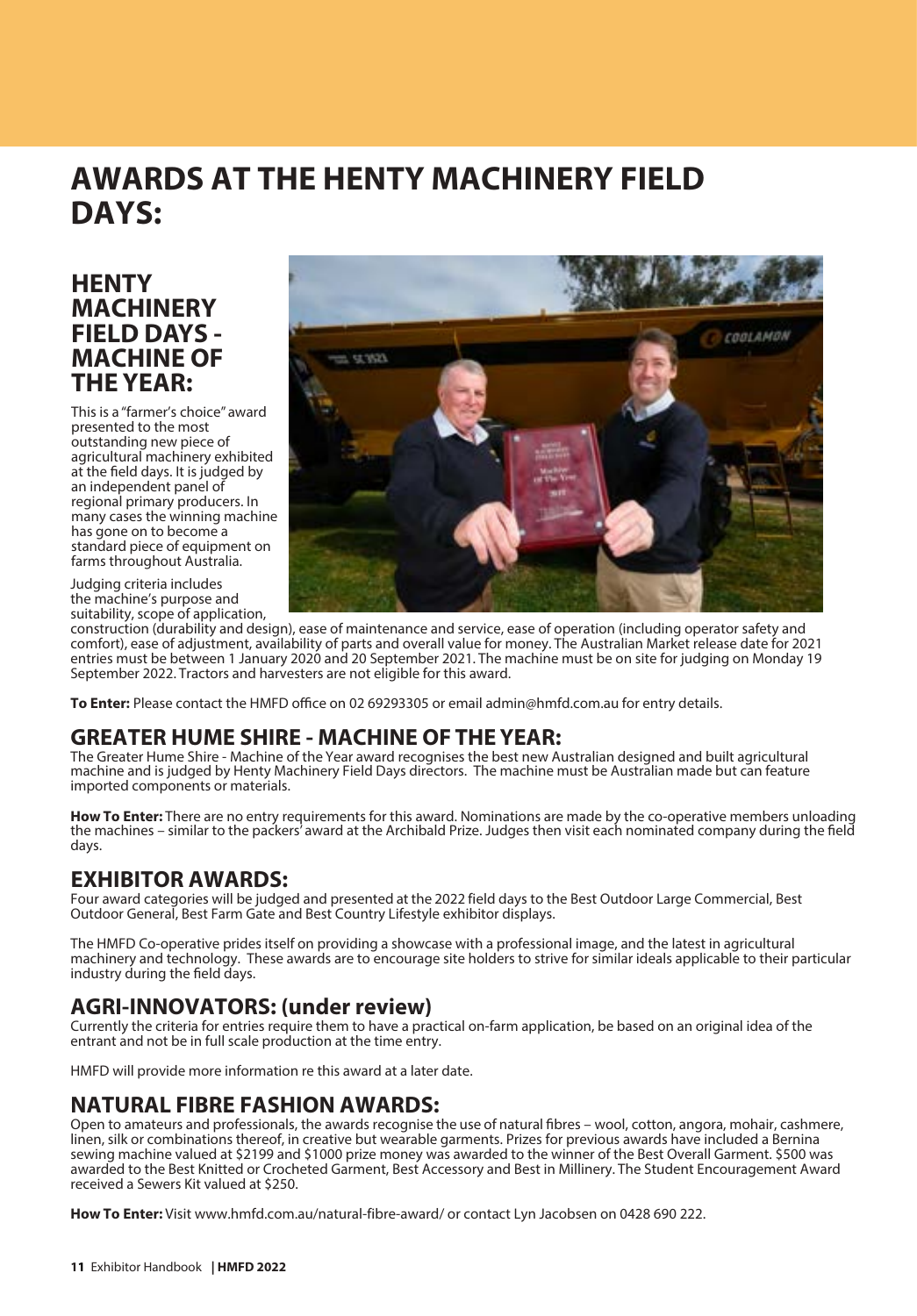# AWARDS AT THE HENTY MACHINERY FIELD DAYS:

## HENTY MACHINERY FIELD DAYS - MACHINE OF THE YEAR:

This is a "farmer's choice" award presented to the most outstanding new piece of agricultural machinery exhibited at the field days. It is judged by an independent panel of regional primary producers. In many cases the winning machine has gone on to become a standard piece of equipment on farms throughout Australia.

Judging criteria includes the machine's purpose and suitability, scope of application, construction (durability and design), ease of maintenance and service, ease of operation (including operator safety and comfort), ease of adjustment, availability of parts and overall value for money. The Australian Market release date for 2021 entries must be between 1 January 2020 and 20 September 2021. The machine must be on site for judging on Monday 19 September 2022. Tractors and harvesters are not eligible for this award.

**To Enter:** Please contact the HMFD office on 02 69293305 or email admin@hmfd.com.au for entry details.

## GREATER HUME SHIRE - MACHINE OF THE YEAR:

The Greater Hume Shire - Machine of the Year award recognises the best new Australian designed and built agricultural machine and is judged by Henty Machinery Field Days directors. The machine must be Australian made but can feature imported components or materials.

**How To Enter:** There are no entry requirements for this award. Nominations are made by the co-operative members unloading the machines – similar to the packers' award at the Archibald Prize. Judges then visit each nominated company during the field days.

## EXHIBITOR AWARDS:

Four award categories will be judged and presented at the 2022 field days to the Best Outdoor Large Commercial, Best Outdoor General, Best Farm Gate and Best Country Lifestyle exhibitor displays.

The HMFD Co-operative prides itself on providing a showcase with a professional image, and the latest in agricultural machinery and technology. These awards are to encourage site holders to strive for similar ideals applicable to their particular industry during the field days.

## AGRI-INNOVATORS: (under review)

Currently the criteria for entries require them to have a practical on-farm application, be based on an original idea of the entrant and not be in full scale production at the time entry.

HMFD will provide more information re this award at a later date.

## NATURAL FIBRE FASHION AWARDS:

Open to amateurs and professionals, the awards recognise the use of natural fibres – wool, cotton, angora, mohair, cashmere, linen, silk or combinations thereof, in creative but wearable garments. Prizes for previous awards have included a Bernina sewing machine valued at $2199 and $1000 prize money was awarded to the winner of the Best Overall Garment. $500 was awarded to the Best Knitted or Crocheted Garment, Best Accessory and Best in Millinery. The Student Encouragement Award received a Sewers Kit valued at $250.

**How To Enter:** Visit www.hmfd.com.au/natural-fibre-award/ or contact Lyn Jacobsen on 0428 690 222.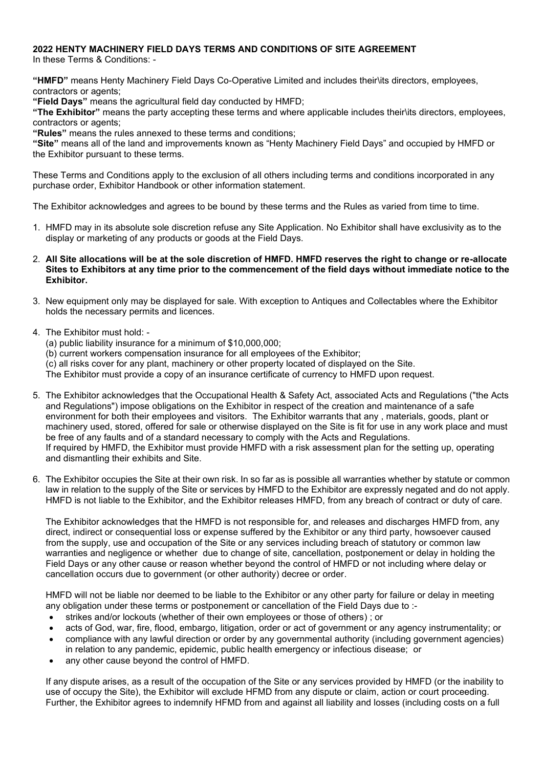**2022 HENTY MACHINERY FIELD DAYS TERMS AND CONDITIONS OF SITE AGREEMENT**

In these Terms & Conditions: -

**"HMFD"** means Henty Machinery Field Days Co-Operative Limited and includes their\its directors, employees, contractors or agents;

**"Field Days"** means the agricultural field day conducted by HMFD;

**"The Exhibitor"** means the party accepting these terms and where applicable includes their\its directors, employees, contractors or agents;

**"Rules"** means the rules annexed to these terms and conditions;

**"Site"** means all of the land and improvements known as "Henty Machinery Field Days" and occupied by HMFD or the Exhibitor pursuant to these terms.

These Terms and Conditions apply to the exclusion of all others including terms and conditions incorporated in any purchase order, Exhibitor Handbook or other information statement.

The Exhibitor acknowledges and agrees to be bound by these terms and the Rules as varied from time to time.

1. HMFD may in its absolute sole discretion refuse any Site Application. No Exhibitor shall have exclusivity as to the display or marketing of any products or goods at the Field Days.

2. **All Site allocations will be at the sole discretion of HMFD. HMFD reserves the right to change or re-allocate Sites to Exhibitors at any time prior to the commencement of the field days without immediate notice to the Exhibitor.**

3. New equipment only may be displayed for sale. With exception to Antiques and Collectables where the Exhibitor holds the necessary permits and licences.

4. The Exhibitor must hold: -
   (a) public liability insurance for a minimum of $10,000,000;
   (b) current workers compensation insurance for all employees of the Exhibitor;
   (c) all risks cover for any plant, machinery or other property located of displayed on the Site.
   The Exhibitor must provide a copy of an insurance certificate of currency to HMFD upon request.

5. The Exhibitor acknowledges that the Occupational Health & Safety Act, associated Acts and Regulations ("the Acts and Regulations") impose obligations on the Exhibitor in respect of the creation and maintenance of a safe environment for both their employees and visitors. The Exhibitor warrants that any , materials, goods, plant or machinery used, stored, offered for sale or otherwise displayed on the Site is fit for use in any work place and must be free of any faults and of a standard necessary to comply with the Acts and Regulations.
   If required by HMFD, the Exhibitor must provide HMFD with a risk assessment plan for the setting up, operating and dismantling their exhibits and Site.

6. The Exhibitor occupies the Site at their own risk. In so far as is possible all warranties whether by statute or common law in relation to the supply of the Site or services by HMFD to the Exhibitor are expressly negated and do not apply. HMFD is not liable to the Exhibitor, and the Exhibitor releases HMFD, from any breach of contract or duty of care.

   The Exhibitor acknowledges that the HMFD is not responsible for, and releases and discharges HMFD from, any direct, indirect or consequential loss or expense suffered by the Exhibitor or any third party, howsoever caused from the supply, use and occupation of the Site or any services including breach of statutory or common law warranties and negligence or whether due to change of site, cancellation, postponement or delay in holding the Field Days or any other cause or reason whether beyond the control of HMFD or not including where delay or cancellation occurs due to government (or other authority) decree or order.

   HMFD will not be liable nor deemed to be liable to the Exhibitor or any other party for failure or delay in meeting any obligation under these terms or postponement or cancellation of the Field Days due to :-

   - strikes and/or lockouts (whether of their own employees or those of others) ; or
   - acts of God, war, fire, flood, embargo, litigation, order or act of government or any agency instrumentality; or
   - compliance with any lawful direction or order by any governmental authority (including government agencies) in relation to any pandemic, epidemic, public health emergency or infectious disease; or
   - any other cause beyond the control of HMFD.

   If any dispute arises, as a result of the occupation of the Site or any services provided by HMFD (or the inability to use of occupy the Site), the Exhibitor will exclude HFMD from any dispute or claim, action or court proceeding. Further, the Exhibitor agrees to indemnify HFMD from and against all liability and losses (including costs on a full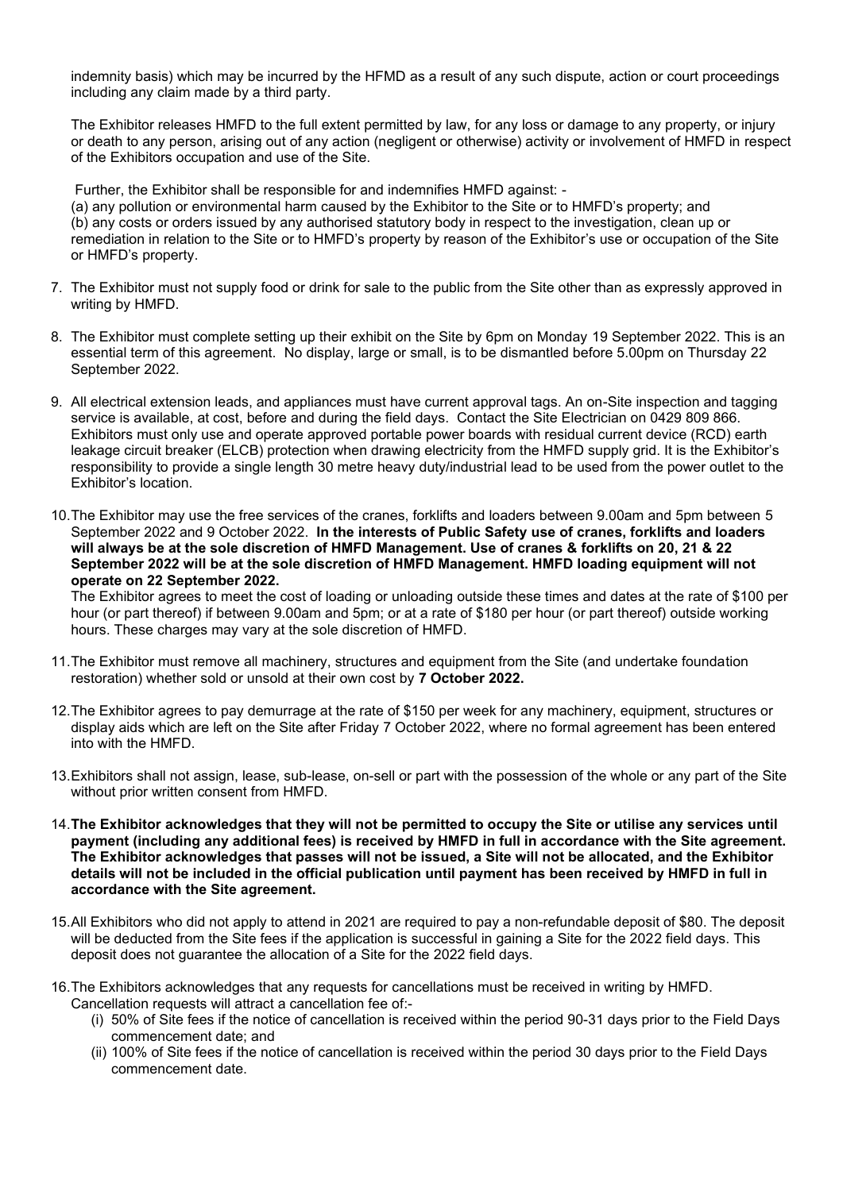indemnity basis) which may be incurred by the HFMD as a result of any such dispute, action or court proceedings including any claim made by a third party.

The Exhibitor releases HMFD to the full extent permitted by law, for any loss or damage to any property, or injury or death to any person, arising out of any action (negligent or otherwise) activity or involvement of HMFD in respect of the Exhibitors occupation and use of the Site.

Further, the Exhibitor shall be responsible for and indemnifies HMFD against: -
(a) any pollution or environmental harm caused by the Exhibitor to the Site or to HMFD's property; and
(b) any costs or orders issued by any authorised statutory body in respect to the investigation, clean up or remediation in relation to the Site or to HMFD's property by reason of the Exhibitor's use or occupation of the Site or HMFD's property.

7. The Exhibitor must not supply food or drink for sale to the public from the Site other than as expressly approved in writing by HMFD.

8. The Exhibitor must complete setting up their exhibit on the Site by 6pm on Monday 19 September 2022. This is an essential term of this agreement. No display, large or small, is to be dismantled before 5.00pm on Thursday 22 September 2022.

9. All electrical extension leads, and appliances must have current approval tags. An on-Site inspection and tagging service is available, at cost, before and during the field days. Contact the Site Electrician on 0429 809 866. Exhibitors must only use and operate approved portable power boards with residual current device (RCD) earth leakage circuit breaker (ELCB) protection when drawing electricity from the HMFD supply grid. It is the Exhibitor's responsibility to provide a single length 30 metre heavy duty/industrial lead to be used from the power outlet to the Exhibitor's location.

10. The Exhibitor may use the free services of the cranes, forklifts and loaders between 9.00am and 5pm between 5 September 2022 and 9 October 2022. **In the interests of Public Safety use of cranes, forklifts and loaders will always be at the sole discretion of HMFD Management. Use of cranes & forklifts on 20, 21 & 22 September 2022 will be at the sole discretion of HMFD Management. HMFD loading equipment will not operate on 22 September 2022.**
The Exhibitor agrees to meet the cost of loading or unloading outside these times and dates at the rate of $100 per hour (or part thereof) if between 9.00am and 5pm; or at a rate of $180 per hour (or part thereof) outside working hours. These charges may vary at the sole discretion of HMFD.

11. The Exhibitor must remove all machinery, structures and equipment from the Site (and undertake foundation restoration) whether sold or unsold at their own cost by **7 October 2022.**

12. The Exhibitor agrees to pay demurrage at the rate of $150 per week for any machinery, equipment, structures or display aids which are left on the Site after Friday 7 October 2022, where no formal agreement has been entered into with the HMFD.

13. Exhibitors shall not assign, lease, sub-lease, on-sell or part with the possession of the whole or any part of the Site without prior written consent from HMFD.

14. **The Exhibitor acknowledges that they will not be permitted to occupy the Site or utilise any services until payment (including any additional fees) is received by HMFD in full in accordance with the Site agreement. The Exhibitor acknowledges that passes will not be issued, a Site will not be allocated, and the Exhibitor details will not be included in the official publication until payment has been received by HMFD in full in accordance with the Site agreement.**

15. All Exhibitors who did not apply to attend in 2021 are required to pay a non-refundable deposit of $80. The deposit will be deducted from the Site fees if the application is successful in gaining a Site for the 2022 field days. This deposit does not guarantee the allocation of a Site for the 2022 field days.

16. The Exhibitors acknowledges that any requests for cancellations must be received in writing by HMFD. Cancellation requests will attract a cancellation fee of:-
    (i) 50% of Site fees if the notice of cancellation is received within the period 90-31 days prior to the Field Days commencement date; and
    (ii) 100% of Site fees if the notice of cancellation is received within the period 30 days prior to the Field Days commencement date.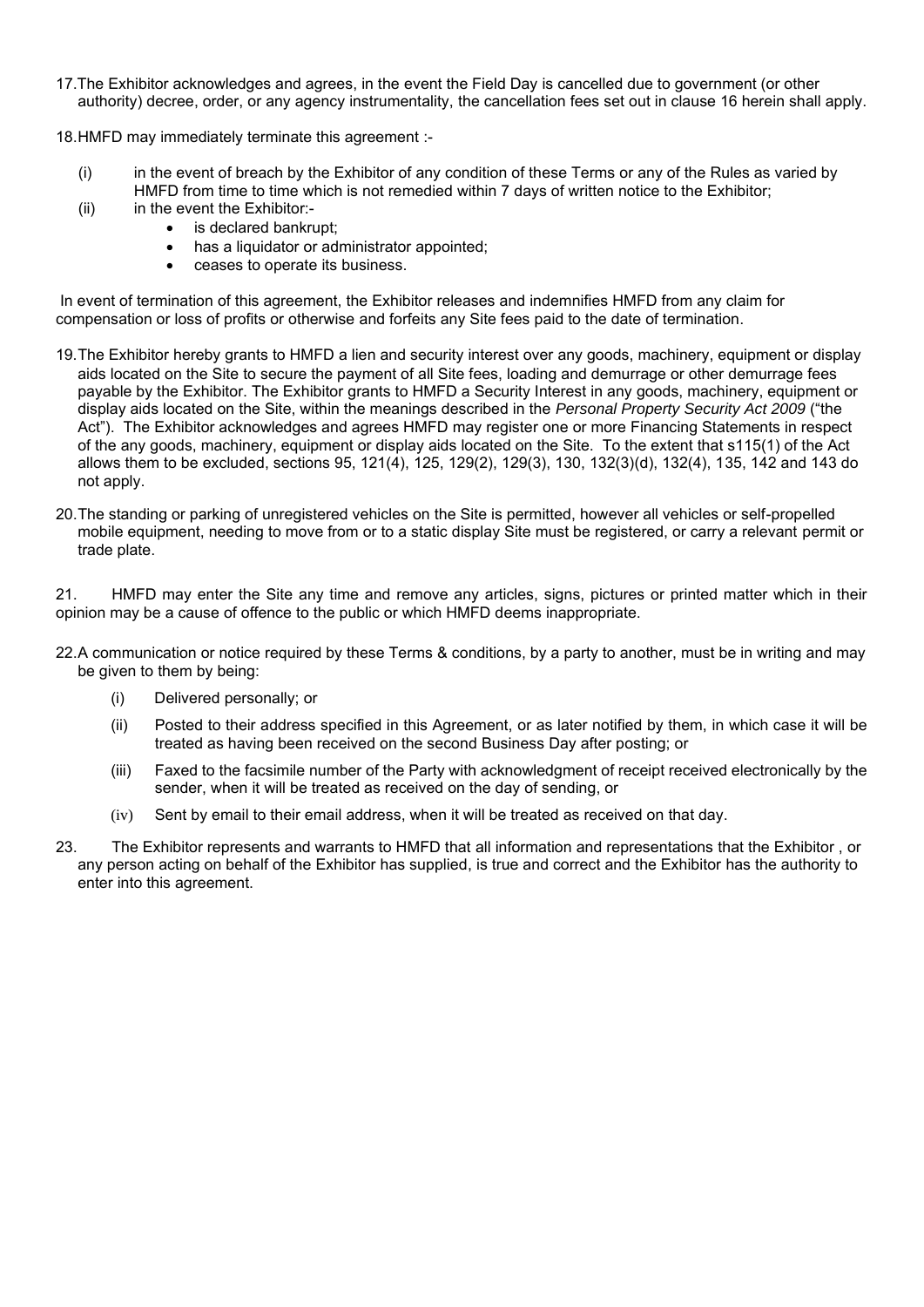17. The Exhibitor acknowledges and agrees, in the event the Field Day is cancelled due to government (or other authority) decree, order, or any agency instrumentality, the cancellation fees set out in clause 16 herein shall apply.

18. HMFD may immediately terminate this agreement :-

    (i) in the event of breach by the Exhibitor of any condition of these Terms or any of the Rules as varied by HMFD from time to time which is not remedied within 7 days of written notice to the Exhibitor;

    (ii) in the event the Exhibitor:-
    - is declared bankrupt;
    - has a liquidator or administrator appointed;
    - ceases to operate its business.

In event of termination of this agreement, the Exhibitor releases and indemnifies HMFD from any claim for compensation or loss of profits or otherwise and forfeits any Site fees paid to the date of termination.

19. The Exhibitor hereby grants to HMFD a lien and security interest over any goods, machinery, equipment or display aids located on the Site to secure the payment of all Site fees, loading and demurrage or other demurrage fees payable by the Exhibitor. The Exhibitor grants to HMFD a Security Interest in any goods, machinery, equipment or display aids located on the Site, within the meanings described in the *Personal Property Security Act 2009* ("the Act"). The Exhibitor acknowledges and agrees HMFD may register one or more Financing Statements in respect of the any goods, machinery, equipment or display aids located on the Site. To the extent that s115(1) of the Act allows them to be excluded, sections 95, 121(4), 125, 129(2), 129(3), 130, 132(3)(d), 132(4), 135, 142 and 143 do not apply.

20. The standing or parking of unregistered vehicles on the Site is permitted, however all vehicles or self-propelled mobile equipment, needing to move from or to a static display Site must be registered, or carry a relevant permit or trade plate.

21. HMFD may enter the Site any time and remove any articles, signs, pictures or printed matter which in their opinion may be a cause of offence to the public or which HMFD deems inappropriate.

22. A communication or notice required by these Terms & conditions, by a party to another, must be in writing and may be given to them by being:

    (i) Delivered personally; or

    (ii) Posted to their address specified in this Agreement, or as later notified by them, in which case it will be treated as having been received on the second Business Day after posting; or

    (iii) Faxed to the facsimile number of the Party with acknowledgment of receipt received electronically by the sender, when it will be treated as received on the day of sending, or

    (iv) Sent by email to their email address, when it will be treated as received on that day.

23. The Exhibitor represents and warrants to HMFD that all information and representations that the Exhibitor , or any person acting on behalf of the Exhibitor has supplied, is true and correct and the Exhibitor has the authority to enter into this agreement.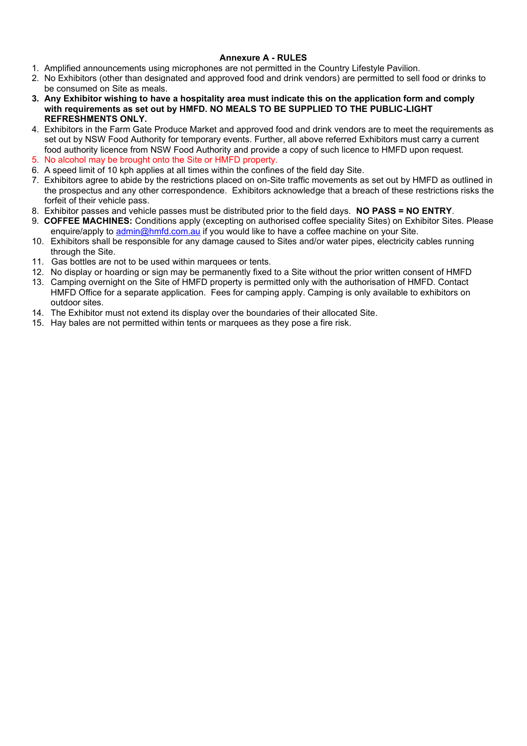**Annexure A - RULES**

1. Amplified announcements using microphones are not permitted in the Country Lifestyle Pavilion.
2. No Exhibitors (other than designated and approved food and drink vendors) are permitted to sell food or drinks to be consumed on Site as meals.
3. **Any Exhibitor wishing to have a hospitality area must indicate this on the application form and comply with requirements as set out by HMFD. NO MEALS TO BE SUPPLIED TO THE PUBLIC-LIGHT REFRESHMENTS ONLY.**
4. Exhibitors in the Farm Gate Produce Market and approved food and drink vendors are to meet the requirements as set out by NSW Food Authority for temporary events. Further, all above referred Exhibitors must carry a current food authority licence from NSW Food Authority and provide a copy of such licence to HMFD upon request.
5. No alcohol may be brought onto the Site or HMFD property.
6. A speed limit of 10 kph applies at all times within the confines of the field day Site.
7. Exhibitors agree to abide by the restrictions placed on on-Site traffic movements as set out by HMFD as outlined in the prospectus and any other correspondence. Exhibitors acknowledge that a breach of these restrictions risks the forfeit of their vehicle pass.
8. Exhibitor passes and vehicle passes must be distributed prior to the field days. **NO PASS = NO ENTRY**.
9. **COFFEE MACHINES:** Conditions apply (excepting on authorised coffee speciality Sites) on Exhibitor Sites. Please enquire/apply to admin@hmfd.com.au if you would like to have a coffee machine on your Site.
10. Exhibitors shall be responsible for any damage caused to Sites and/or water pipes, electricity cables running through the Site.
11. Gas bottles are not to be used within marquees or tents.
12. No display or hoarding or sign may be permanently fixed to a Site without the prior written consent of HMFD
13. Camping overnight on the Site of HMFD property is permitted only with the authorisation of HMFD. Contact HMFD Office for a separate application. Fees for camping apply. Camping is only available to exhibitors on outdoor sites.
14. The Exhibitor must not extend its display over the boundaries of their allocated Site.
15. Hay bales are not permitted within tents or marquees as they pose a fire risk.